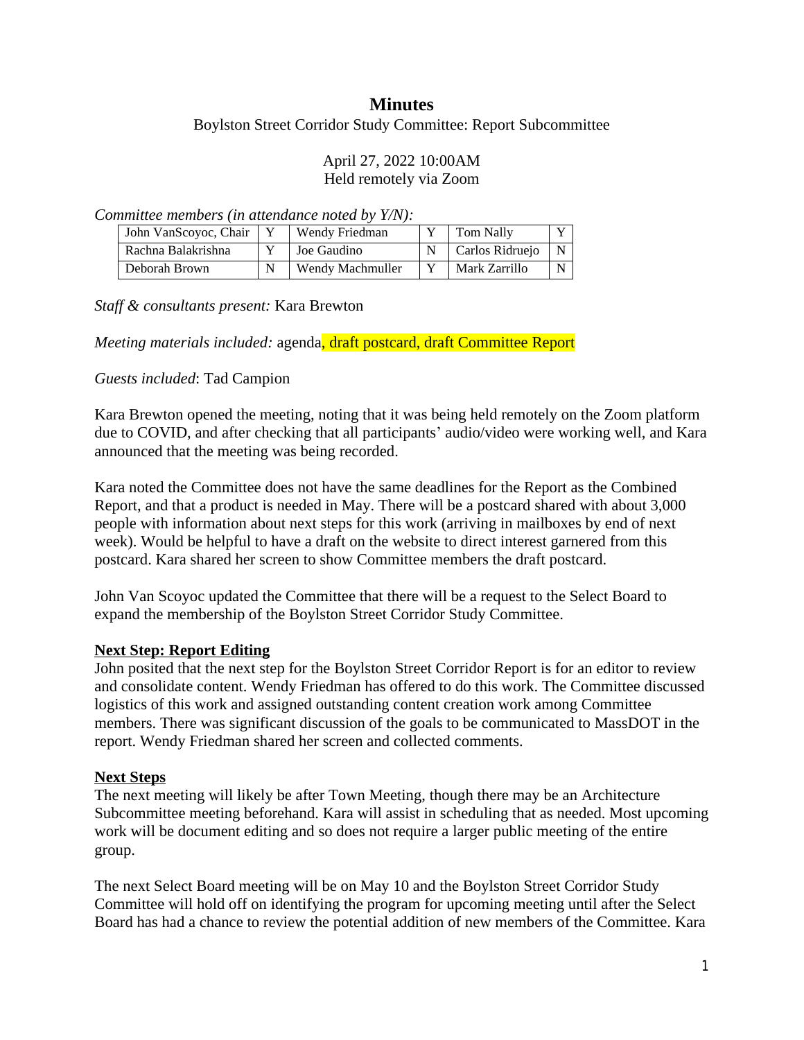# Minutes

Boylston Street Corridor Study Committee: Report Subcommittee

April 27, 2022 10:00AM
Held remotely via Zoom

*Committee members (in attendance noted by Y/N):*

| John VanScoyoc, Chair | Y | Wendy Friedman | Y | Tom Nally | Y |
|---|---|---|---|---|---|
| Rachna Balakrishna | Y | Joe Gaudino | N | Carlos Ridruejo | N |
| Deborah Brown | N | Wendy Machmuller | Y | Mark Zarrillo | N |

*Staff & consultants present:* Kara Brewton

*Meeting materials included:* agenda, draft postcard, draft Committee Report

*Guests included*: Tad Campion

Kara Brewton opened the meeting, noting that it was being held remotely on the Zoom platform due to COVID, and after checking that all participants' audio/video were working well, and Kara announced that the meeting was being recorded.

Kara noted the Committee does not have the same deadlines for the Report as the Combined Report, and that a product is needed in May. There will be a postcard shared with about 3,000 people with information about next steps for this work (arriving in mailboxes by end of next week). Would be helpful to have a draft on the website to direct interest garnered from this postcard. Kara shared her screen to show Committee members the draft postcard.

John Van Scoyoc updated the Committee that there will be a request to the Select Board to expand the membership of the Boylston Street Corridor Study Committee.

**Next Step: Report Editing**

John posited that the next step for the Boylston Street Corridor Report is for an editor to review and consolidate content. Wendy Friedman has offered to do this work. The Committee discussed logistics of this work and assigned outstanding content creation work among Committee members. There was significant discussion of the goals to be communicated to MassDOT in the report. Wendy Friedman shared her screen and collected comments.

**Next Steps**

The next meeting will likely be after Town Meeting, though there may be an Architecture Subcommittee meeting beforehand. Kara will assist in scheduling that as needed. Most upcoming work will be document editing and so does not require a larger public meeting of the entire group.

The next Select Board meeting will be on May 10 and the Boylston Street Corridor Study Committee will hold off on identifying the program for upcoming meeting until after the Select Board has had a chance to review the potential addition of new members of the Committee. Kara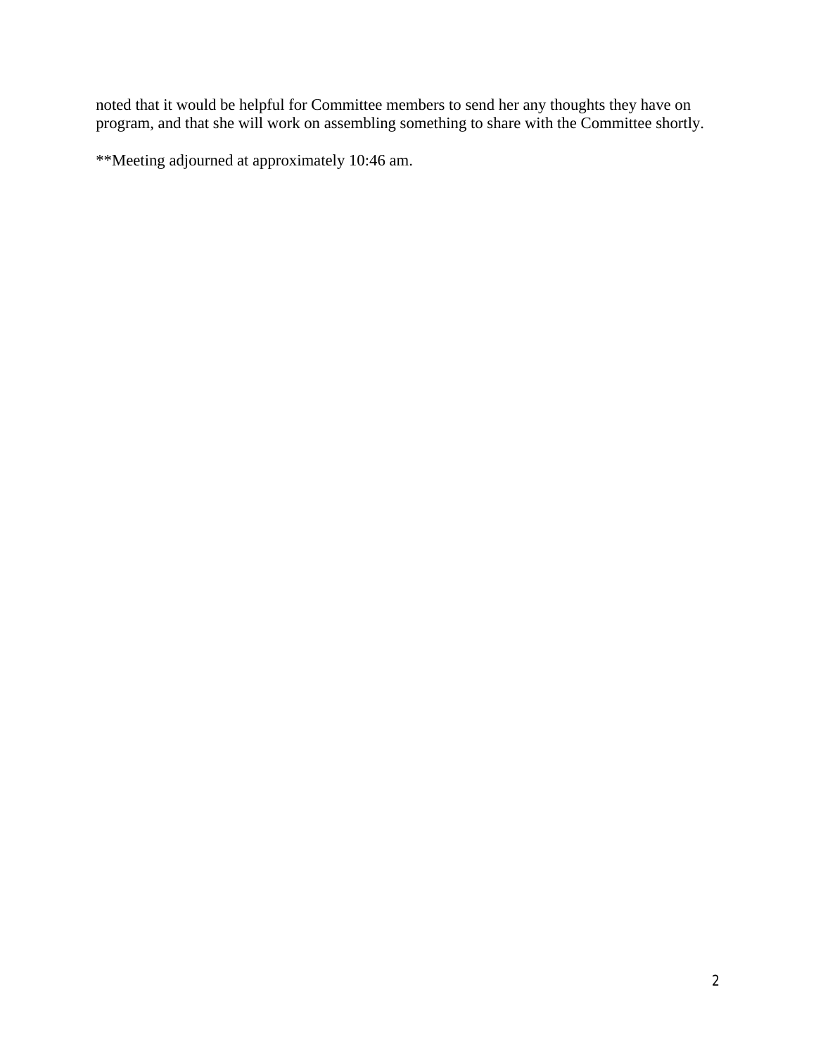noted that it would be helpful for Committee members to send her any thoughts they have on program, and that she will work on assembling something to share with the Committee shortly.

**Meeting adjourned at approximately 10:46 am.